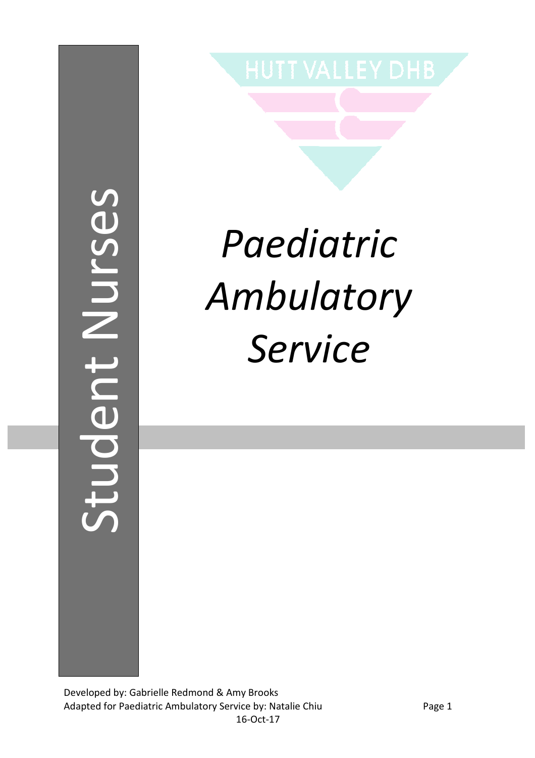Student Nurses

HUTT VALLEY DHB

# *Paediatric Ambulatory Service*

Developed by: Gabrielle Redmond & Amy Brooks
Adapted for Paediatric Ambulatory Service by: Natalie Chiu
16-Oct-17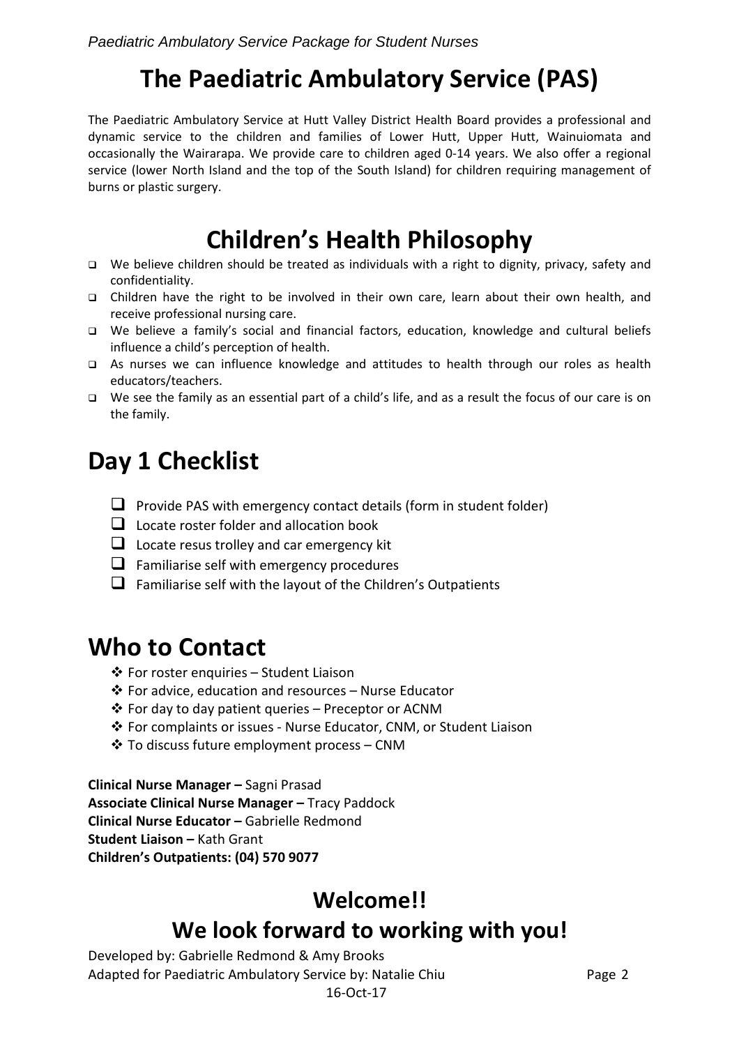# The Paediatric Ambulatory Service (PAS)

The Paediatric Ambulatory Service at Hutt Valley District Health Board provides a professional and dynamic service to the children and families of Lower Hutt, Upper Hutt, Wainuiomata and occasionally the Wairarapa. We provide care to children aged 0-14 years. We also offer a regional service (lower North Island and the top of the South Island) for children requiring management of burns or plastic surgery.

# Children's Health Philosophy

- We believe children should be treated as individuals with a right to dignity, privacy, safety and confidentiality.
- Children have the right to be involved in their own care, learn about their own health, and receive professional nursing care.
- We believe a family's social and financial factors, education, knowledge and cultural beliefs influence a child's perception of health.
- As nurses we can influence knowledge and attitudes to health through our roles as health educators/teachers.
- We see the family as an essential part of a child's life, and as a result the focus of our care is on the family.

# Day 1 Checklist

- [ ] Provide PAS with emergency contact details (form in student folder)
- [ ] Locate roster folder and allocation book
- [ ] Locate resus trolley and car emergency kit
- [ ] Familiarise self with emergency procedures
- [ ] Familiarise self with the layout of the Children's Outpatients

# Who to Contact

- For roster enquiries – Student Liaison
- For advice, education and resources – Nurse Educator
- For day to day patient queries – Preceptor or ACNM
- For complaints or issues - Nurse Educator, CNM, or Student Liaison
- To discuss future employment process – CNM

**Clinical Nurse Manager –** Sagni Prasad
**Associate Clinical Nurse Manager –** Tracy Paddock
**Clinical Nurse Educator –** Gabrielle Redmond
**Student Liaison –** Kath Grant
**Children's Outpatients: (04) 570 9077**

## Welcome!!

## We look forward to working with you!

Developed by: Gabrielle Redmond & Amy Brooks
Adapted for Paediatric Ambulatory Service by: Natalie Chiu
16-Oct-17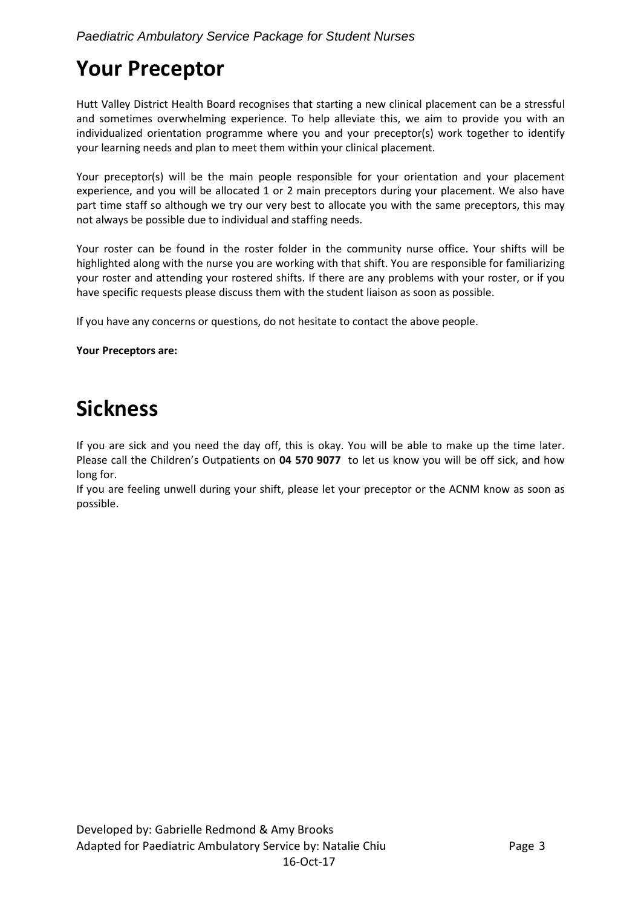# Your Preceptor

Hutt Valley District Health Board recognises that starting a new clinical placement can be a stressful and sometimes overwhelming experience. To help alleviate this, we aim to provide you with an individualized orientation programme where you and your preceptor(s) work together to identify your learning needs and plan to meet them within your clinical placement.

Your preceptor(s) will be the main people responsible for your orientation and your placement experience, and you will be allocated 1 or 2 main preceptors during your placement. We also have part time staff so although we try our very best to allocate you with the same preceptors, this may not always be possible due to individual and staffing needs.

Your roster can be found in the roster folder in the community nurse office. Your shifts will be highlighted along with the nurse you are working with that shift. You are responsible for familiarizing your roster and attending your rostered shifts. If there are any problems with your roster, or if you have specific requests please discuss them with the student liaison as soon as possible.

If you have any concerns or questions, do not hesitate to contact the above people.

**Your Preceptors are:**

# Sickness

If you are sick and you need the day off, this is okay. You will be able to make up the time later. Please call the Children's Outpatients on **04 570 9077** to let us know you will be off sick, and how long for.

If you are feeling unwell during your shift, please let your preceptor or the ACNM know as soon as possible.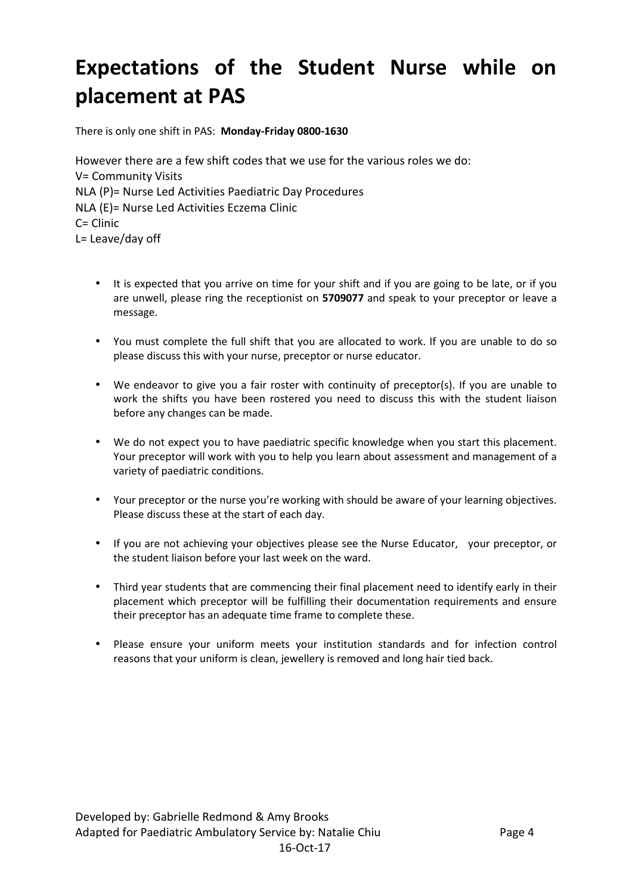# Expectations of the Student Nurse while on placement at PAS

There is only one shift in PAS: **Monday-Friday 0800-1630**

However there are a few shift codes that we use for the various roles we do:
V= Community Visits
NLA (P)= Nurse Led Activities Paediatric Day Procedures
NLA (E)= Nurse Led Activities Eczema Clinic
C= Clinic
L= Leave/day off

- It is expected that you arrive on time for your shift and if you are going to be late, or if you are unwell, please ring the receptionist on **5709077** and speak to your preceptor or leave a message.
- You must complete the full shift that you are allocated to work. If you are unable to do so please discuss this with your nurse, preceptor or nurse educator.
- We endeavor to give you a fair roster with continuity of preceptor(s). If you are unable to work the shifts you have been rostered you need to discuss this with the student liaison before any changes can be made.
- We do not expect you to have paediatric specific knowledge when you start this placement. Your preceptor will work with you to help you learn about assessment and management of a variety of paediatric conditions.
- Your preceptor or the nurse you're working with should be aware of your learning objectives. Please discuss these at the start of each day.
- If you are not achieving your objectives please see the Nurse Educator, your preceptor, or the student liaison before your last week on the ward.
- Third year students that are commencing their final placement need to identify early in their placement which preceptor will be fulfilling their documentation requirements and ensure their preceptor has an adequate time frame to complete these.
- Please ensure your uniform meets your institution standards and for infection control reasons that your uniform is clean, jewellery is removed and long hair tied back.

Developed by: Gabrielle Redmond & Amy Brooks
Adapted for Paediatric Ambulatory Service by: Natalie Chiu
16-Oct-17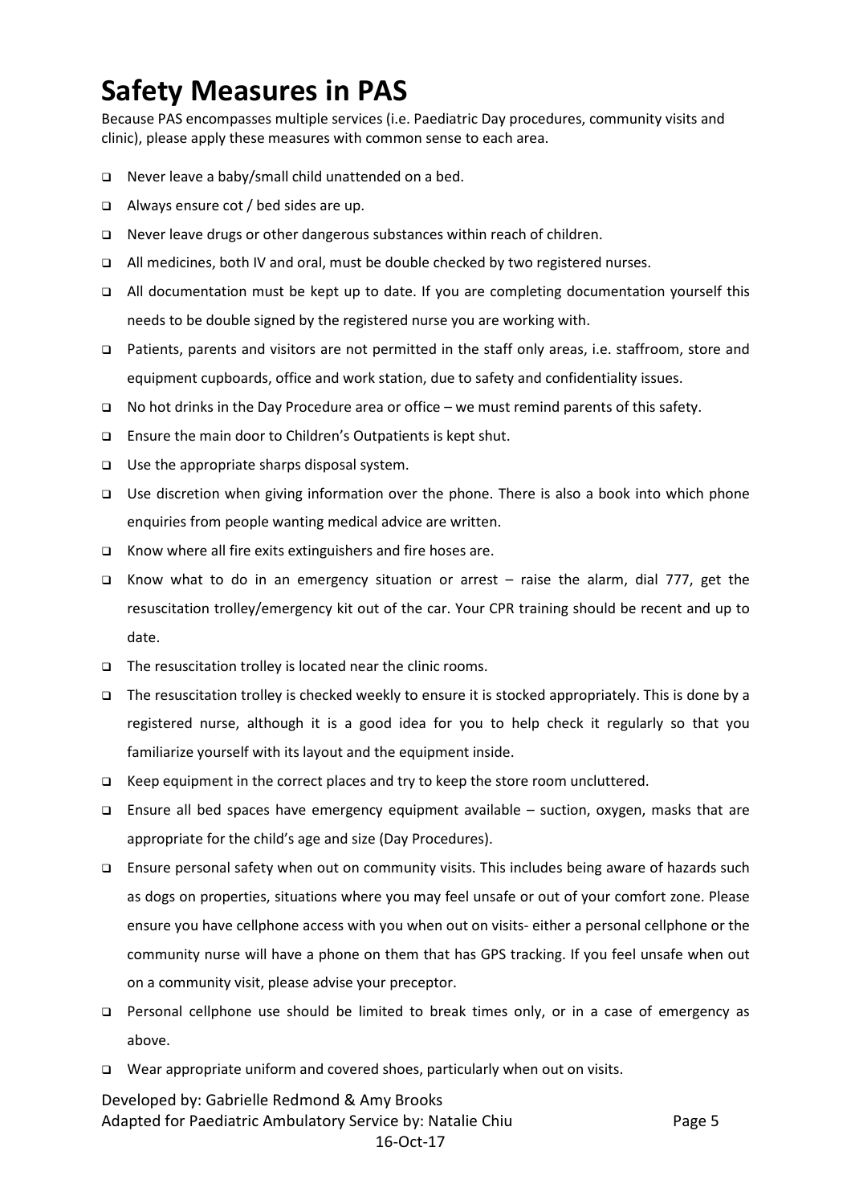# Safety Measures in PAS

Because PAS encompasses multiple services (i.e. Paediatric Day procedures, community visits and clinic), please apply these measures with common sense to each area.

- Never leave a baby/small child unattended on a bed.
- Always ensure cot / bed sides are up.
- Never leave drugs or other dangerous substances within reach of children.
- All medicines, both IV and oral, must be double checked by two registered nurses.
- All documentation must be kept up to date. If you are completing documentation yourself this needs to be double signed by the registered nurse you are working with.
- Patients, parents and visitors are not permitted in the staff only areas, i.e. staffroom, store and equipment cupboards, office and work station, due to safety and confidentiality issues.
- No hot drinks in the Day Procedure area or office – we must remind parents of this safety.
- Ensure the main door to Children's Outpatients is kept shut.
- Use the appropriate sharps disposal system.
- Use discretion when giving information over the phone. There is also a book into which phone enquiries from people wanting medical advice are written.
- Know where all fire exits extinguishers and fire hoses are.
- Know what to do in an emergency situation or arrest – raise the alarm, dial 777, get the resuscitation trolley/emergency kit out of the car. Your CPR training should be recent and up to date.
- The resuscitation trolley is located near the clinic rooms.
- The resuscitation trolley is checked weekly to ensure it is stocked appropriately. This is done by a registered nurse, although it is a good idea for you to help check it regularly so that you familiarize yourself with its layout and the equipment inside.
- Keep equipment in the correct places and try to keep the store room uncluttered.
- Ensure all bed spaces have emergency equipment available – suction, oxygen, masks that are appropriate for the child's age and size (Day Procedures).
- Ensure personal safety when out on community visits. This includes being aware of hazards such as dogs on properties, situations where you may feel unsafe or out of your comfort zone. Please ensure you have cellphone access with you when out on visits- either a personal cellphone or the community nurse will have a phone on them that has GPS tracking. If you feel unsafe when out on a community visit, please advise your preceptor.
- Personal cellphone use should be limited to break times only, or in a case of emergency as above.
- Wear appropriate uniform and covered shoes, particularly when out on visits.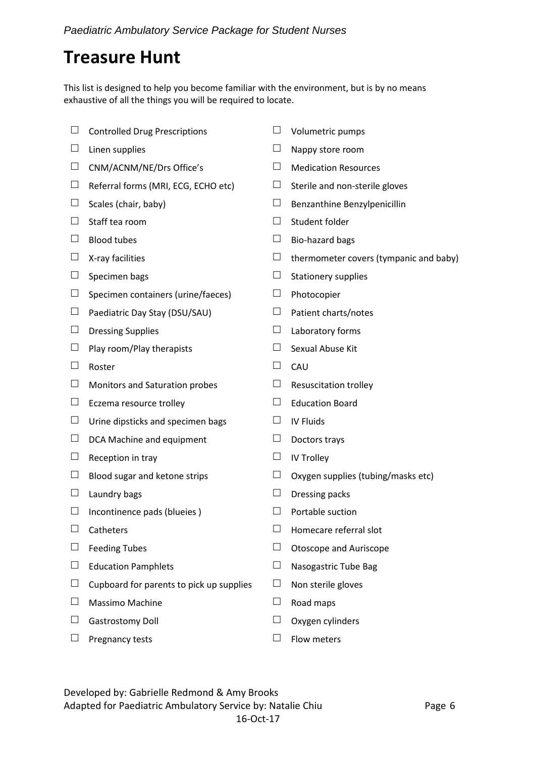# Treasure Hunt

This list is designed to help you become familiar with the environment, but is by no means exhaustive of all the things you will be required to locate.

- ☐ Controlled Drug Prescriptions
- ☐ Linen supplies
- ☐ CNM/ACNM/NE/Drs Office's
- ☐ Referral forms (MRI, ECG, ECHO etc)
- ☐ Scales (chair, baby)
- ☐ Staff tea room
- ☐ Blood tubes
- ☐ X-ray facilities
- ☐ Specimen bags
- ☐ Specimen containers (urine/faeces)
- ☐ Paediatric Day Stay (DSU/SAU)
- ☐ Dressing Supplies
- ☐ Play room/Play therapists
- ☐ Roster
- ☐ Monitors and Saturation probes
- ☐ Eczema resource trolley
- ☐ Urine dipsticks and specimen bags
- ☐ DCA Machine and equipment
- ☐ Reception in tray
- ☐ Blood sugar and ketone strips
- ☐ Laundry bags
- ☐ Incontinence pads (blueies )
- ☐ Catheters
- ☐ Feeding Tubes
- ☐ Education Pamphlets
- ☐ Cupboard for parents to pick up supplies
- ☐ Massimo Machine
- ☐ Gastrostomy Doll
- ☐ Pregnancy tests
- ☐ Volumetric pumps
- ☐ Nappy store room
- ☐ Medication Resources
- ☐ Sterile and non-sterile gloves
- ☐ Benzanthine Benzylpenicillin
- ☐ Student folder
- ☐ Bio-hazard bags
- ☐ thermometer covers (tympanic and baby)
- ☐ Stationery supplies
- ☐ Photocopier
- ☐ Patient charts/notes
- ☐ Laboratory forms
- ☐ Sexual Abuse Kit
- ☐ CAU
- ☐ Resuscitation trolley
- ☐ Education Board
- ☐ IV Fluids
- ☐ Doctors trays
- ☐ IV Trolley
- ☐ Oxygen supplies (tubing/masks etc)
- ☐ Dressing packs
- ☐ Portable suction
- ☐ Homecare referral slot
- ☐ Otoscope and Auriscope
- ☐ Nasogastric Tube Bag
- ☐ Non sterile gloves
- ☐ Road maps
- ☐ Oxygen cylinders
- ☐ Flow meters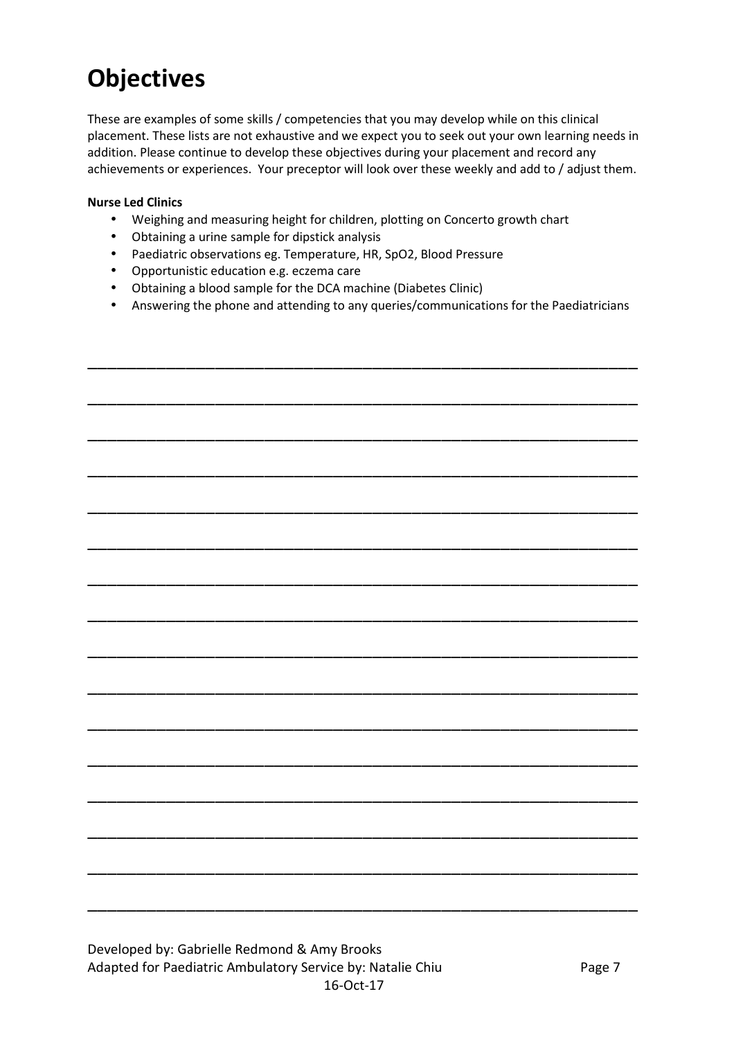# Objectives

These are examples of some skills / competencies that you may develop while on this clinical placement. These lists are not exhaustive and we expect you to seek out your own learning needs in addition. Please continue to develop these objectives during your placement and record any achievements or experiences. Your preceptor will look over these weekly and add to / adjust them.

**Nurse Led Clinics**

- Weighing and measuring height for children, plotting on Concerto growth chart
- Obtaining a urine sample for dipstick analysis
- Paediatric observations eg. Temperature, HR, SpO2, Blood Pressure
- Opportunistic education e.g. eczema care
- Obtaining a blood sample for the DCA machine (Diabetes Clinic)
- Answering the phone and attending to any queries/communications for the Paediatricians

\_\_\_\_\_\_\_\_\_\_\_\_\_\_\_\_\_\_\_\_\_\_\_\_\_\_\_\_\_\_\_\_\_\_\_\_\_\_\_\_\_\_\_\_\_\_\_\_\_\_\_\_\_\_\_\_\_\_\_\_\_\_\_\_\_\_\_\_\_\_

\_\_\_\_\_\_\_\_\_\_\_\_\_\_\_\_\_\_\_\_\_\_\_\_\_\_\_\_\_\_\_\_\_\_\_\_\_\_\_\_\_\_\_\_\_\_\_\_\_\_\_\_\_\_\_\_\_\_\_\_\_\_\_\_\_\_\_\_\_\_

\_\_\_\_\_\_\_\_\_\_\_\_\_\_\_\_\_\_\_\_\_\_\_\_\_\_\_\_\_\_\_\_\_\_\_\_\_\_\_\_\_\_\_\_\_\_\_\_\_\_\_\_\_\_\_\_\_\_\_\_\_\_\_\_\_\_\_\_\_\_

\_\_\_\_\_\_\_\_\_\_\_\_\_\_\_\_\_\_\_\_\_\_\_\_\_\_\_\_\_\_\_\_\_\_\_\_\_\_\_\_\_\_\_\_\_\_\_\_\_\_\_\_\_\_\_\_\_\_\_\_\_\_\_\_\_\_\_\_\_\_

\_\_\_\_\_\_\_\_\_\_\_\_\_\_\_\_\_\_\_\_\_\_\_\_\_\_\_\_\_\_\_\_\_\_\_\_\_\_\_\_\_\_\_\_\_\_\_\_\_\_\_\_\_\_\_\_\_\_\_\_\_\_\_\_\_\_\_\_\_\_

\_\_\_\_\_\_\_\_\_\_\_\_\_\_\_\_\_\_\_\_\_\_\_\_\_\_\_\_\_\_\_\_\_\_\_\_\_\_\_\_\_\_\_\_\_\_\_\_\_\_\_\_\_\_\_\_\_\_\_\_\_\_\_\_\_\_\_\_\_\_

\_\_\_\_\_\_\_\_\_\_\_\_\_\_\_\_\_\_\_\_\_\_\_\_\_\_\_\_\_\_\_\_\_\_\_\_\_\_\_\_\_\_\_\_\_\_\_\_\_\_\_\_\_\_\_\_\_\_\_\_\_\_\_\_\_\_\_\_\_\_

\_\_\_\_\_\_\_\_\_\_\_\_\_\_\_\_\_\_\_\_\_\_\_\_\_\_\_\_\_\_\_\_\_\_\_\_\_\_\_\_\_\_\_\_\_\_\_\_\_\_\_\_\_\_\_\_\_\_\_\_\_\_\_\_\_\_\_\_\_\_

\_\_\_\_\_\_\_\_\_\_\_\_\_\_\_\_\_\_\_\_\_\_\_\_\_\_\_\_\_\_\_\_\_\_\_\_\_\_\_\_\_\_\_\_\_\_\_\_\_\_\_\_\_\_\_\_\_\_\_\_\_\_\_\_\_\_\_\_\_\_

\_\_\_\_\_\_\_\_\_\_\_\_\_\_\_\_\_\_\_\_\_\_\_\_\_\_\_\_\_\_\_\_\_\_\_\_\_\_\_\_\_\_\_\_\_\_\_\_\_\_\_\_\_\_\_\_\_\_\_\_\_\_\_\_\_\_\_\_\_\_

\_\_\_\_\_\_\_\_\_\_\_\_\_\_\_\_\_\_\_\_\_\_\_\_\_\_\_\_\_\_\_\_\_\_\_\_\_\_\_\_\_\_\_\_\_\_\_\_\_\_\_\_\_\_\_\_\_\_\_\_\_\_\_\_\_\_\_\_\_\_

\_\_\_\_\_\_\_\_\_\_\_\_\_\_\_\_\_\_\_\_\_\_\_\_\_\_\_\_\_\_\_\_\_\_\_\_\_\_\_\_\_\_\_\_\_\_\_\_\_\_\_\_\_\_\_\_\_\_\_\_\_\_\_\_\_\_\_\_\_\_

\_\_\_\_\_\_\_\_\_\_\_\_\_\_\_\_\_\_\_\_\_\_\_\_\_\_\_\_\_\_\_\_\_\_\_\_\_\_\_\_\_\_\_\_\_\_\_\_\_\_\_\_\_\_\_\_\_\_\_\_\_\_\_\_\_\_\_\_\_\_

\_\_\_\_\_\_\_\_\_\_\_\_\_\_\_\_\_\_\_\_\_\_\_\_\_\_\_\_\_\_\_\_\_\_\_\_\_\_\_\_\_\_\_\_\_\_\_\_\_\_\_\_\_\_\_\_\_\_\_\_\_\_\_\_\_\_\_\_\_\_

\_\_\_\_\_\_\_\_\_\_\_\_\_\_\_\_\_\_\_\_\_\_\_\_\_\_\_\_\_\_\_\_\_\_\_\_\_\_\_\_\_\_\_\_\_\_\_\_\_\_\_\_\_\_\_\_\_\_\_\_\_\_\_\_\_\_\_\_\_\_

\_\_\_\_\_\_\_\_\_\_\_\_\_\_\_\_\_\_\_\_\_\_\_\_\_\_\_\_\_\_\_\_\_\_\_\_\_\_\_\_\_\_\_\_\_\_\_\_\_\_\_\_\_\_\_\_\_\_\_\_\_\_\_\_\_\_\_\_\_\_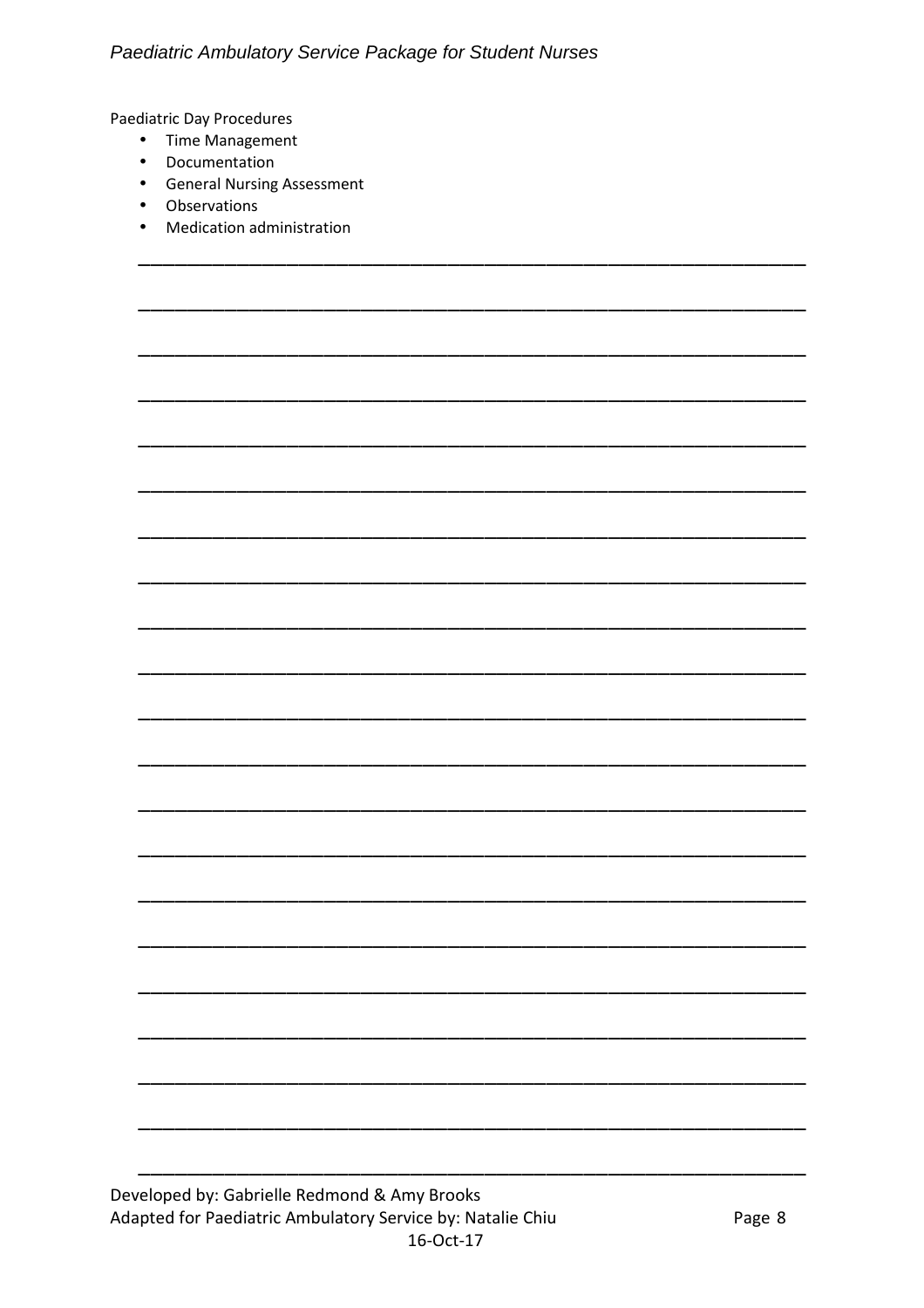Paediatric Day Procedures

- Time Management
- Documentation
- General Nursing Assessment
- Observations
- Medication administration

______________________________________________________________________

______________________________________________________________________

______________________________________________________________________

______________________________________________________________________

______________________________________________________________________

______________________________________________________________________

______________________________________________________________________

______________________________________________________________________

______________________________________________________________________

______________________________________________________________________

______________________________________________________________________

______________________________________________________________________

______________________________________________________________________

______________________________________________________________________

______________________________________________________________________

______________________________________________________________________

______________________________________________________________________

______________________________________________________________________

______________________________________________________________________

______________________________________________________________________

______________________________________________________________________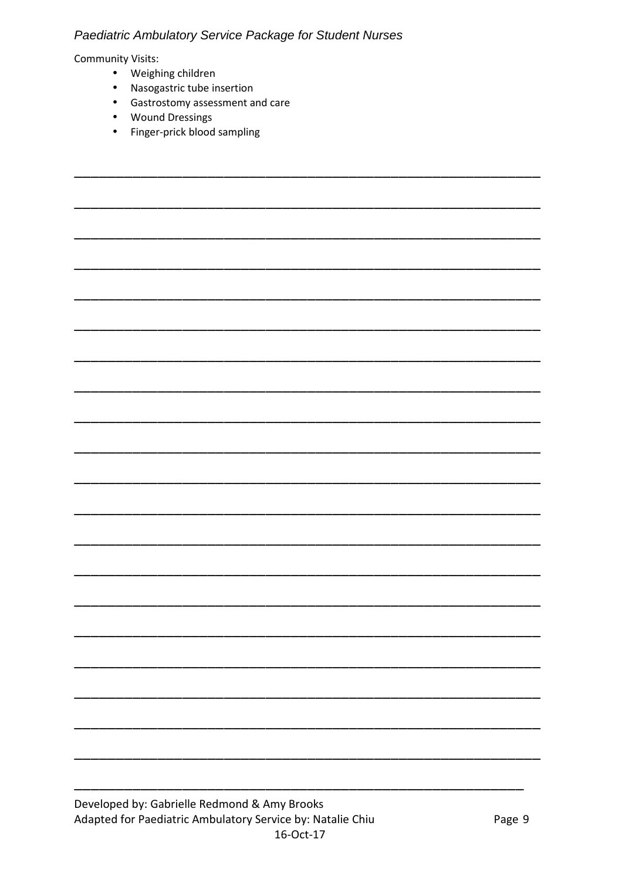Community Visits:

- Weighing children
- Nasogastric tube insertion
- Gastrostomy assessment and care
- Wound Dressings
- Finger-prick blood sampling

\_\_\_\_\_\_\_\_\_\_\_\_\_\_\_\_\_\_\_\_\_\_\_\_\_\_\_\_\_\_\_\_\_\_\_\_\_\_\_\_\_\_\_\_\_\_\_\_\_\_\_\_\_\_\_\_\_\_\_\_\_\_\_\_\_\_\_\_\_\_

\_\_\_\_\_\_\_\_\_\_\_\_\_\_\_\_\_\_\_\_\_\_\_\_\_\_\_\_\_\_\_\_\_\_\_\_\_\_\_\_\_\_\_\_\_\_\_\_\_\_\_\_\_\_\_\_\_\_\_\_\_\_\_\_\_\_\_\_\_\_

\_\_\_\_\_\_\_\_\_\_\_\_\_\_\_\_\_\_\_\_\_\_\_\_\_\_\_\_\_\_\_\_\_\_\_\_\_\_\_\_\_\_\_\_\_\_\_\_\_\_\_\_\_\_\_\_\_\_\_\_\_\_\_\_\_\_\_\_\_\_

\_\_\_\_\_\_\_\_\_\_\_\_\_\_\_\_\_\_\_\_\_\_\_\_\_\_\_\_\_\_\_\_\_\_\_\_\_\_\_\_\_\_\_\_\_\_\_\_\_\_\_\_\_\_\_\_\_\_\_\_\_\_\_\_\_\_\_\_\_\_

\_\_\_\_\_\_\_\_\_\_\_\_\_\_\_\_\_\_\_\_\_\_\_\_\_\_\_\_\_\_\_\_\_\_\_\_\_\_\_\_\_\_\_\_\_\_\_\_\_\_\_\_\_\_\_\_\_\_\_\_\_\_\_\_\_\_\_\_\_\_

\_\_\_\_\_\_\_\_\_\_\_\_\_\_\_\_\_\_\_\_\_\_\_\_\_\_\_\_\_\_\_\_\_\_\_\_\_\_\_\_\_\_\_\_\_\_\_\_\_\_\_\_\_\_\_\_\_\_\_\_\_\_\_\_\_\_\_\_\_\_

\_\_\_\_\_\_\_\_\_\_\_\_\_\_\_\_\_\_\_\_\_\_\_\_\_\_\_\_\_\_\_\_\_\_\_\_\_\_\_\_\_\_\_\_\_\_\_\_\_\_\_\_\_\_\_\_\_\_\_\_\_\_\_\_\_\_\_\_\_\_

\_\_\_\_\_\_\_\_\_\_\_\_\_\_\_\_\_\_\_\_\_\_\_\_\_\_\_\_\_\_\_\_\_\_\_\_\_\_\_\_\_\_\_\_\_\_\_\_\_\_\_\_\_\_\_\_\_\_\_\_\_\_\_\_\_\_\_\_\_\_

\_\_\_\_\_\_\_\_\_\_\_\_\_\_\_\_\_\_\_\_\_\_\_\_\_\_\_\_\_\_\_\_\_\_\_\_\_\_\_\_\_\_\_\_\_\_\_\_\_\_\_\_\_\_\_\_\_\_\_\_\_\_\_\_\_\_\_\_\_\_

\_\_\_\_\_\_\_\_\_\_\_\_\_\_\_\_\_\_\_\_\_\_\_\_\_\_\_\_\_\_\_\_\_\_\_\_\_\_\_\_\_\_\_\_\_\_\_\_\_\_\_\_\_\_\_\_\_\_\_\_\_\_\_\_\_\_\_\_\_\_

\_\_\_\_\_\_\_\_\_\_\_\_\_\_\_\_\_\_\_\_\_\_\_\_\_\_\_\_\_\_\_\_\_\_\_\_\_\_\_\_\_\_\_\_\_\_\_\_\_\_\_\_\_\_\_\_\_\_\_\_\_\_\_\_\_\_\_\_\_\_

\_\_\_\_\_\_\_\_\_\_\_\_\_\_\_\_\_\_\_\_\_\_\_\_\_\_\_\_\_\_\_\_\_\_\_\_\_\_\_\_\_\_\_\_\_\_\_\_\_\_\_\_\_\_\_\_\_\_\_\_\_\_\_\_\_\_\_\_\_\_

\_\_\_\_\_\_\_\_\_\_\_\_\_\_\_\_\_\_\_\_\_\_\_\_\_\_\_\_\_\_\_\_\_\_\_\_\_\_\_\_\_\_\_\_\_\_\_\_\_\_\_\_\_\_\_\_\_\_\_\_\_\_\_\_\_\_\_\_\_\_

\_\_\_\_\_\_\_\_\_\_\_\_\_\_\_\_\_\_\_\_\_\_\_\_\_\_\_\_\_\_\_\_\_\_\_\_\_\_\_\_\_\_\_\_\_\_\_\_\_\_\_\_\_\_\_\_\_\_\_\_\_\_\_\_\_\_\_\_\_\_

\_\_\_\_\_\_\_\_\_\_\_\_\_\_\_\_\_\_\_\_\_\_\_\_\_\_\_\_\_\_\_\_\_\_\_\_\_\_\_\_\_\_\_\_\_\_\_\_\_\_\_\_\_\_\_\_\_\_\_\_\_\_\_\_\_\_\_\_\_\_

\_\_\_\_\_\_\_\_\_\_\_\_\_\_\_\_\_\_\_\_\_\_\_\_\_\_\_\_\_\_\_\_\_\_\_\_\_\_\_\_\_\_\_\_\_\_\_\_\_\_\_\_\_\_\_\_\_\_\_\_\_\_\_\_\_\_\_\_\_\_

\_\_\_\_\_\_\_\_\_\_\_\_\_\_\_\_\_\_\_\_\_\_\_\_\_\_\_\_\_\_\_\_\_\_\_\_\_\_\_\_\_\_\_\_\_\_\_\_\_\_\_\_\_\_\_\_\_\_\_\_\_\_\_\_\_\_\_\_\_\_

\_\_\_\_\_\_\_\_\_\_\_\_\_\_\_\_\_\_\_\_\_\_\_\_\_\_\_\_\_\_\_\_\_\_\_\_\_\_\_\_\_\_\_\_\_\_\_\_\_\_\_\_\_\_\_\_\_\_\_\_\_\_\_\_\_\_\_\_\_\_

\_\_\_\_\_\_\_\_\_\_\_\_\_\_\_\_\_\_\_\_\_\_\_\_\_\_\_\_\_\_\_\_\_\_\_\_\_\_\_\_\_\_\_\_\_\_\_\_\_\_\_\_\_\_\_\_\_\_\_\_\_\_\_\_\_\_\_\_\_\_

\_\_\_\_\_\_\_\_\_\_\_\_\_\_\_\_\_\_\_\_\_\_\_\_\_\_\_\_\_\_\_\_\_\_\_\_\_\_\_\_\_\_\_\_\_\_\_\_\_\_\_\_\_\_\_\_\_\_\_\_\_\_\_\_\_\_\_\_\_\_

\_\_\_\_\_\_\_\_\_\_\_\_\_\_\_\_\_\_\_\_\_\_\_\_\_\_\_\_\_\_\_\_\_\_\_\_\_\_\_\_\_\_\_\_\_\_\_\_\_\_\_\_\_\_\_\_\_\_\_\_\_\_\_\_\_\_\_\_\_\_

\_\_\_\_\_\_\_\_\_\_\_\_\_\_\_\_\_\_\_\_\_\_\_\_\_\_\_\_\_\_\_\_\_\_\_\_\_\_\_\_\_\_\_\_\_\_\_\_\_\_\_\_\_\_\_\_\_\_\_\_\_\_\_\_\_\_\_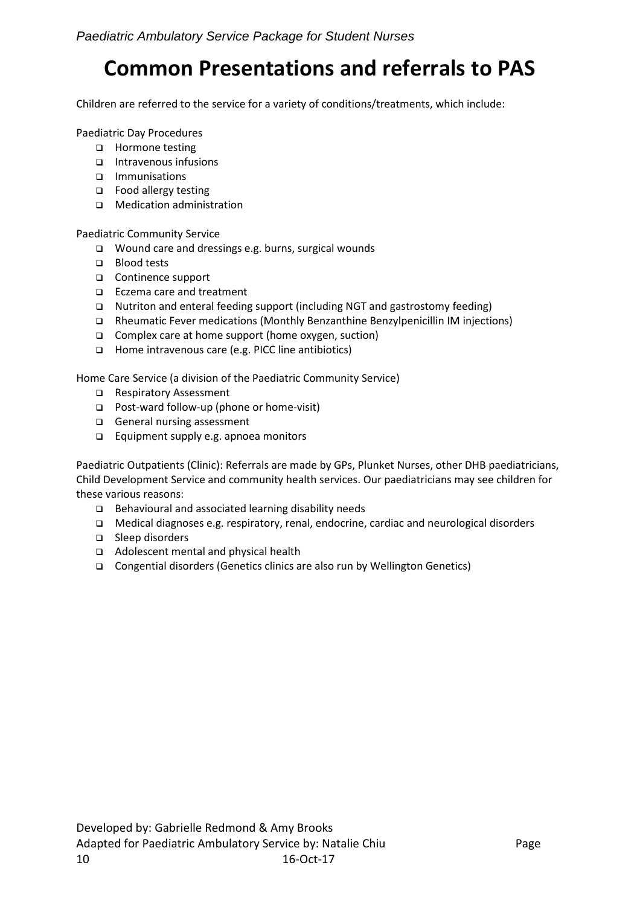# Common Presentations and referrals to PAS

Children are referred to the service for a variety of conditions/treatments, which include:

Paediatric Day Procedures

- Hormone testing
- Intravenous infusions
- Immunisations
- Food allergy testing
- Medication administration

Paediatric Community Service

- Wound care and dressings e.g. burns, surgical wounds
- Blood tests
- Continence support
- Eczema care and treatment
- Nutriton and enteral feeding support (including NGT and gastrostomy feeding)
- Rheumatic Fever medications (Monthly Benzanthine Benzylpenicillin IM injections)
- Complex care at home support (home oxygen, suction)
- Home intravenous care (e.g. PICC line antibiotics)

Home Care Service (a division of the Paediatric Community Service)

- Respiratory Assessment
- Post-ward follow-up (phone or home-visit)
- General nursing assessment
- Equipment supply e.g. apnoea monitors

Paediatric Outpatients (Clinic): Referrals are made by GPs, Plunket Nurses, other DHB paediatricians, Child Development Service and community health services. Our paediatricians may see children for these various reasons:

- Behavioural and associated learning disability needs
- Medical diagnoses e.g. respiratory, renal, endocrine, cardiac and neurological disorders
- Sleep disorders
- Adolescent mental and physical health
- Congential disorders (Genetics clinics are also run by Wellington Genetics)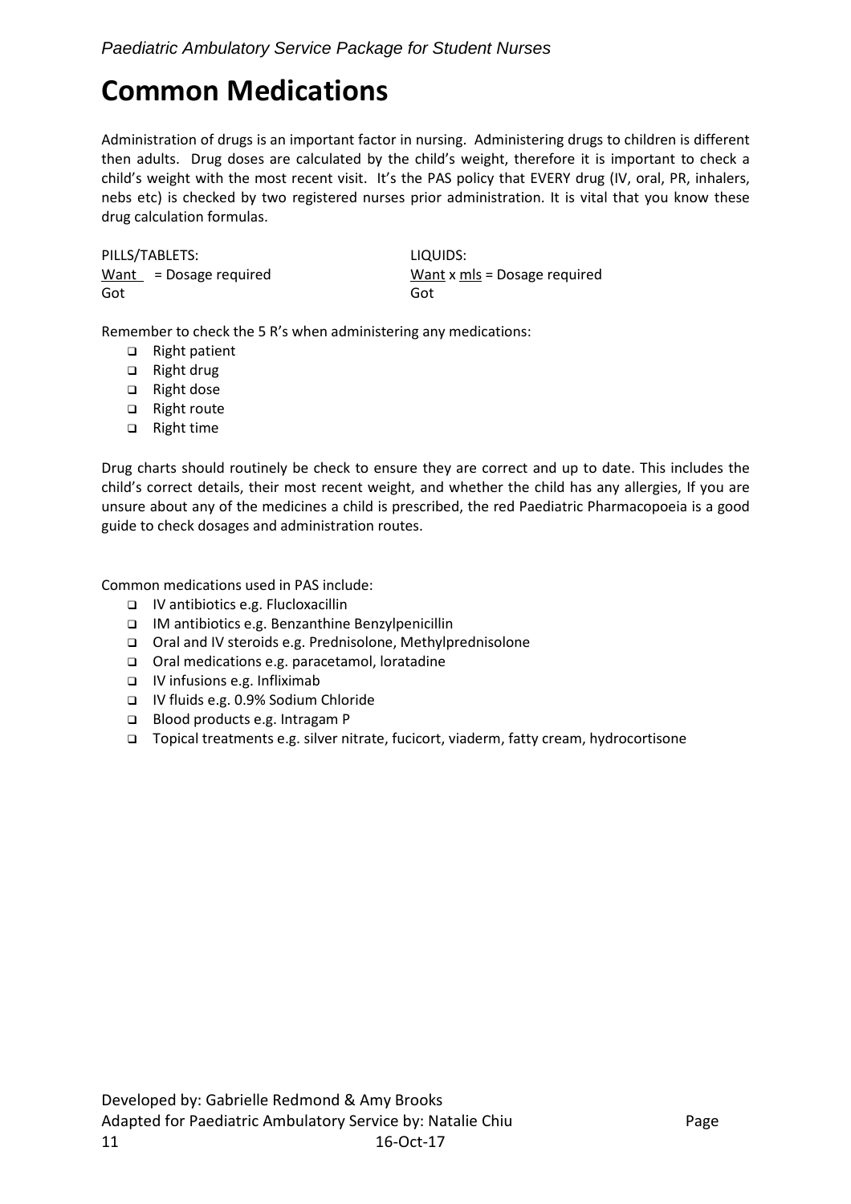# Common Medications

Administration of drugs is an important factor in nursing. Administering drugs to children is different then adults. Drug doses are calculated by the child's weight, therefore it is important to check a child's weight with the most recent visit. It's the PAS policy that EVERY drug (IV, oral, PR, inhalers, nebs etc) is checked by two registered nurses prior administration. It is vital that you know these drug calculation formulas.

PILLS/TABLETS:

$$\frac{\text{Want}}{\text{Got}} = \text{Dosage required}$$

LIQUIDS:

$$\frac{\text{Want}}{\text{Got}} \times \text{mls} = \text{Dosage required}$$

Remember to check the 5 R's when administering any medications:

- Right patient
- Right drug
- Right dose
- Right route
- Right time

Drug charts should routinely be check to ensure they are correct and up to date. This includes the child's correct details, their most recent weight, and whether the child has any allergies, If you are unsure about any of the medicines a child is prescribed, the red Paediatric Pharmacopoeia is a good guide to check dosages and administration routes.

Common medications used in PAS include:

- IV antibiotics e.g. Flucloxacillin
- IM antibiotics e.g. Benzanthine Benzylpenicillin
- Oral and IV steroids e.g. Prednisolone, Methylprednisolone
- Oral medications e.g. paracetamol, loratadine
- IV infusions e.g. Infliximab
- IV fluids e.g. 0.9% Sodium Chloride
- Blood products e.g. Intragam P
- Topical treatments e.g. silver nitrate, fucicort, viaderm, fatty cream, hydrocortisone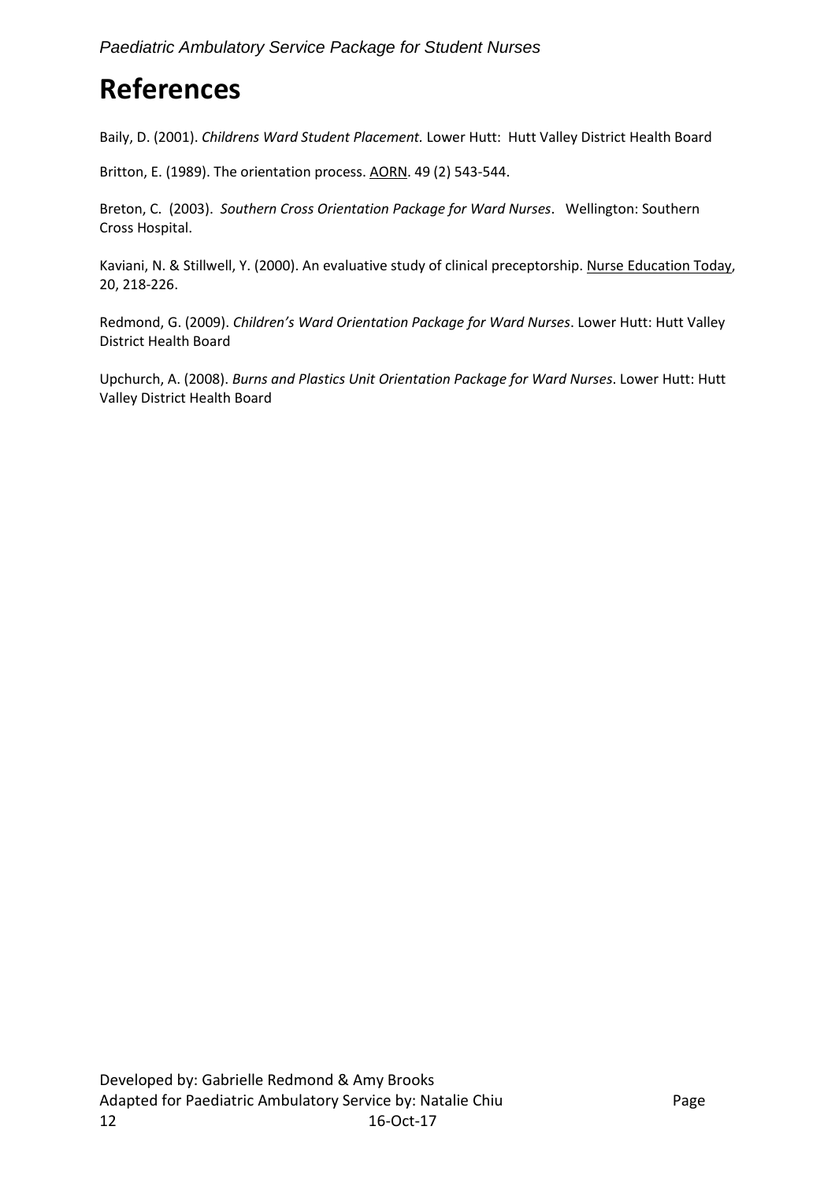# References

Baily, D. (2001). *Childrens Ward Student Placement.* Lower Hutt: Hutt Valley District Health Board

Britton, E. (1989). The orientation process. AORN. 49 (2) 543-544.

Breton, C. (2003). *Southern Cross Orientation Package for Ward Nurses*. Wellington: Southern Cross Hospital.

Kaviani, N. & Stillwell, Y. (2000). An evaluative study of clinical preceptorship. Nurse Education Today, 20, 218-226.

Redmond, G. (2009). *Children's Ward Orientation Package for Ward Nurses*. Lower Hutt: Hutt Valley District Health Board

Upchurch, A. (2008). *Burns and Plastics Unit Orientation Package for Ward Nurses*. Lower Hutt: Hutt Valley District Health Board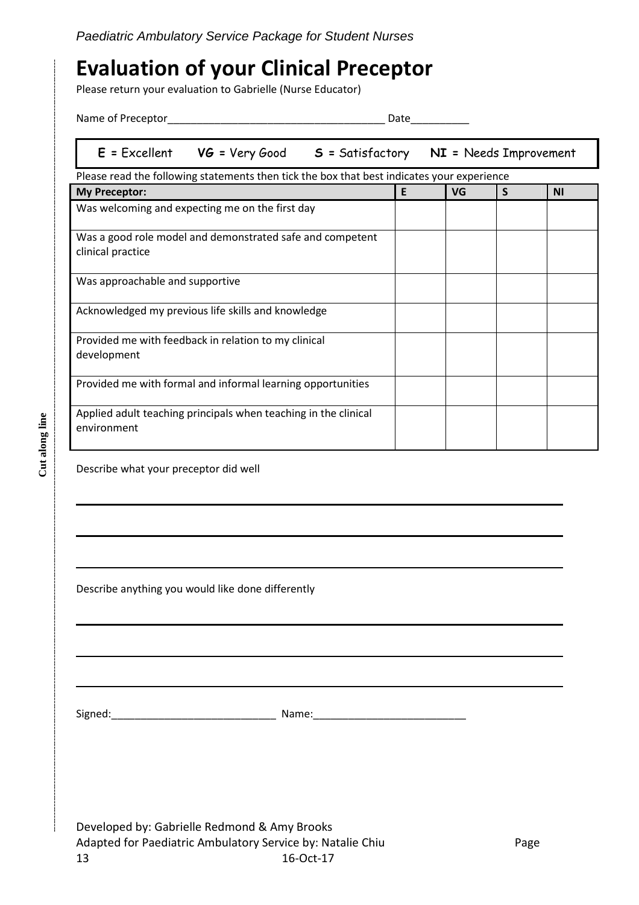# Evaluation of your Clinical Preceptor

Please return your evaluation to Gabrielle (Nurse Educator)

Name of Preceptor_____________________________________ Date__________

**E** = Excellent **VG** = Very Good **S** = Satisfactory **NI** = Needs Improvement

Please read the following statements then tick the box that best indicates your experience

| My Preceptor: | E | VG | S | NI |
|---|---|---|---|---|
| Was welcoming and expecting me on the first day | | | | |
| Was a good role model and demonstrated safe and competent clinical practice | | | | |
| Was approachable and supportive | | | | |
| Acknowledged my previous life skills and knowledge | | | | |
| Provided me with feedback in relation to my clinical development | | | | |
| Provided me with formal and informal learning opportunities | | | | |
| Applied adult teaching principals when teaching in the clinical environment | | | | |

Describe what your preceptor did well

___________________________________________________________________________

___________________________________________________________________________

___________________________________________________________________________

Describe anything you would like done differently

___________________________________________________________________________

___________________________________________________________________________

___________________________________________________________________________

Signed:____________________________ Name:__________________________

Cut along line

Developed by: Gabrielle Redmond & Amy Brooks
Adapted for Paediatric Ambulatory Service by: Natalie Chiu
16-Oct-17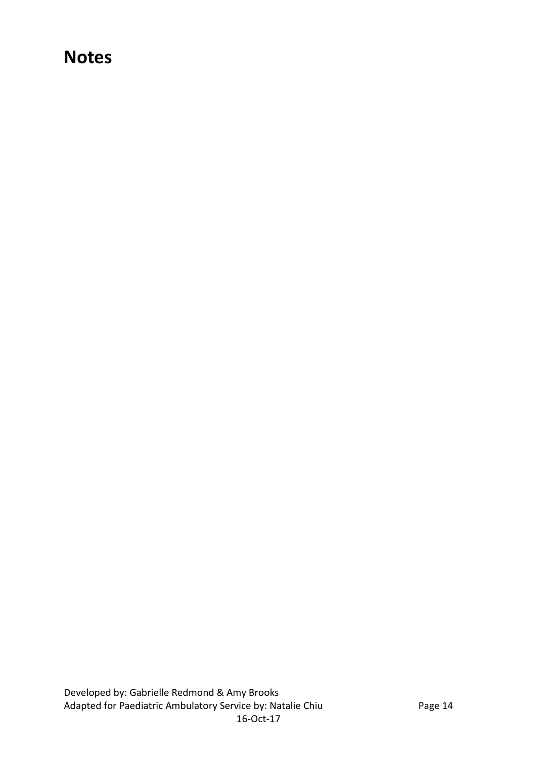# Notes